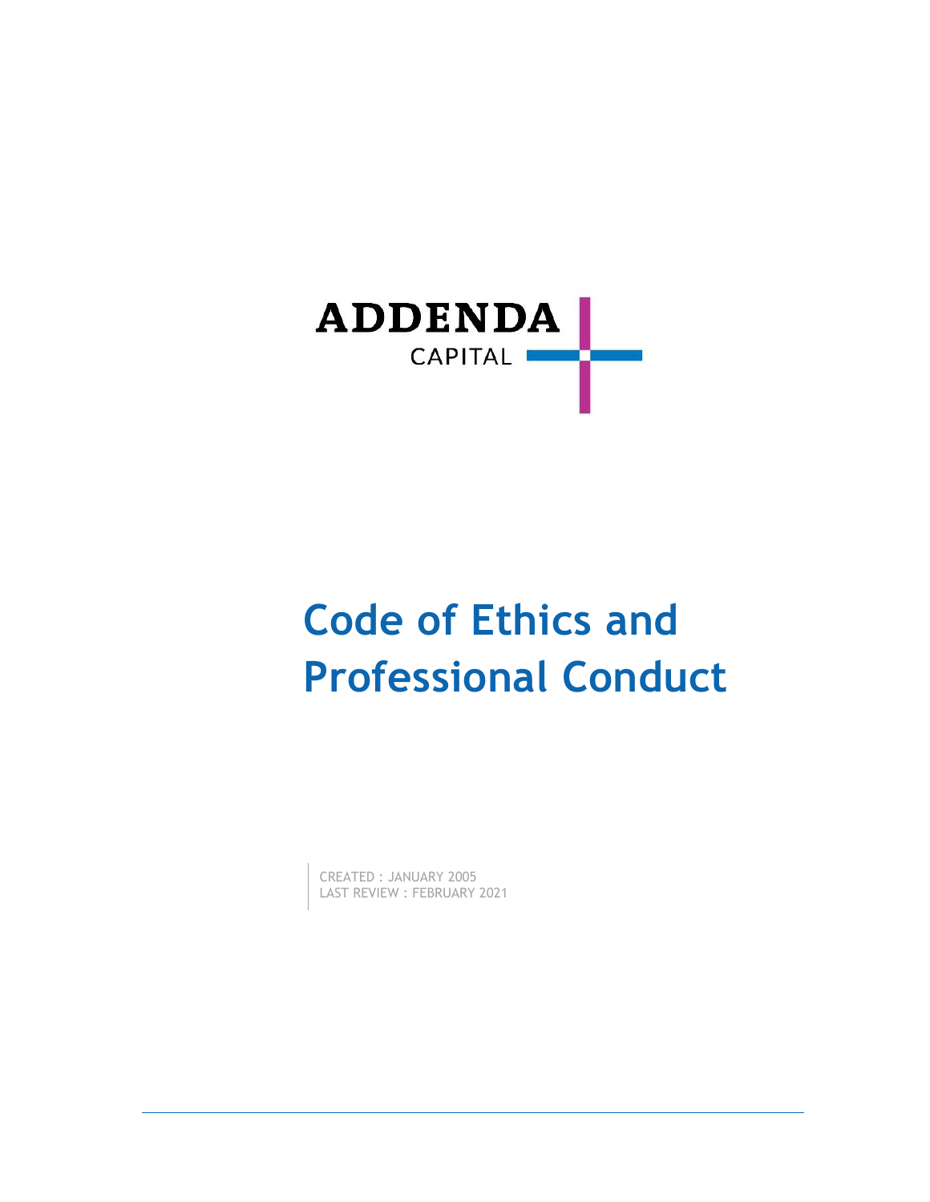ADDENDA

CAPITAL

# Code of Ethics and Professional Conduct

CREATED : JANUARY 2005
LAST REVIEW : FEBRUARY 2021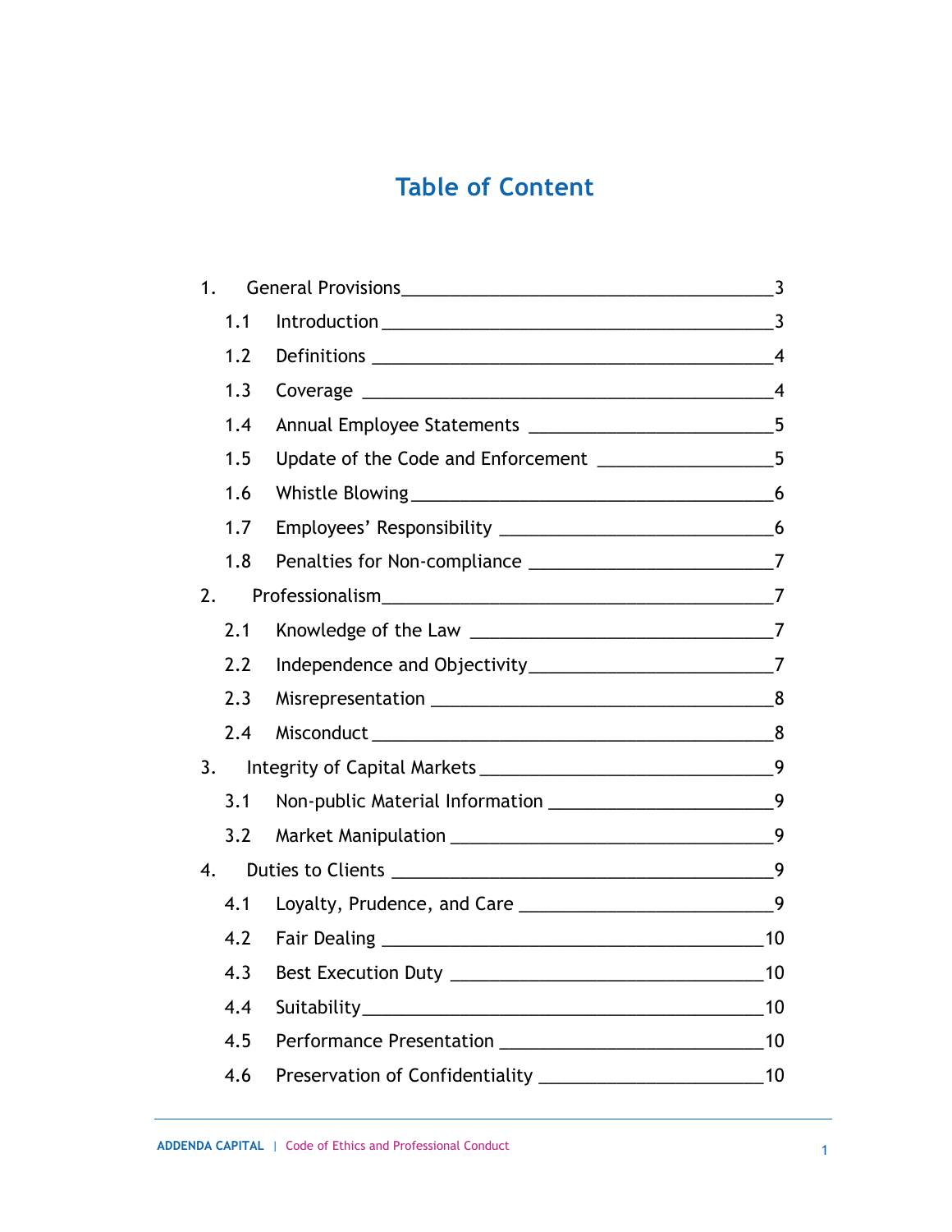# Table of Content

1. General Provisions ____ 3
   - 1.1 Introduction ____ 3
   - 1.2 Definitions ____ 4
   - 1.3 Coverage ____ 4
   - 1.4 Annual Employee Statements ____ 5
   - 1.5 Update of the Code and Enforcement ____ 5
   - 1.6 Whistle Blowing ____ 6
   - 1.7 Employees' Responsibility ____ 6
   - 1.8 Penalties for Non-compliance ____ 7
2. Professionalism ____ 7
   - 2.1 Knowledge of the Law ____ 7
   - 2.2 Independence and Objectivity ____ 7
   - 2.3 Misrepresentation ____ 8
   - 2.4 Misconduct ____ 8
3. Integrity of Capital Markets ____ 9
   - 3.1 Non-public Material Information ____ 9
   - 3.2 Market Manipulation ____ 9
4. Duties to Clients ____ 9
   - 4.1 Loyalty, Prudence, and Care ____ 9
   - 4.2 Fair Dealing ____ 10
   - 4.3 Best Execution Duty ____ 10
   - 4.4 Suitability ____ 10
   - 4.5 Performance Presentation ____ 10
   - 4.6 Preservation of Confidentiality ____ 10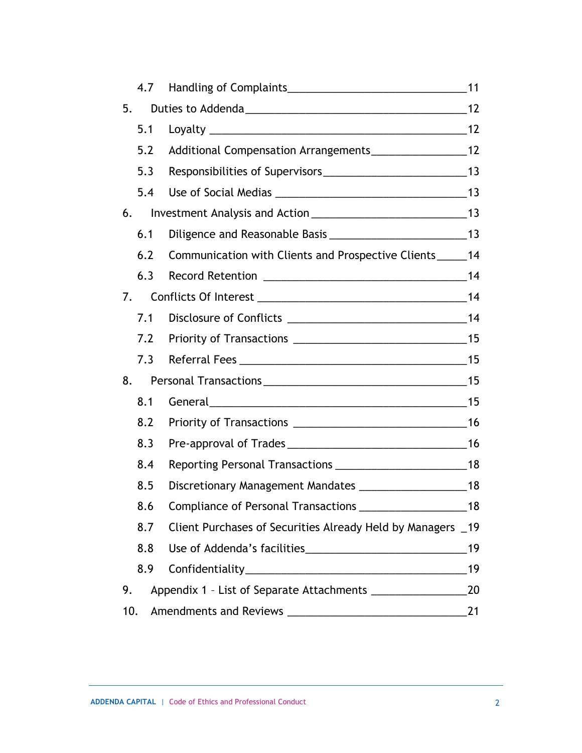- 4.7 Handling of Complaints ____ 11
- 5. Duties to Addenda ____ 12
  - 5.1 Loyalty ____ 12
  - 5.2 Additional Compensation Arrangements ____ 12
  - 5.3 Responsibilities of Supervisors ____ 13
  - 5.4 Use of Social Medias ____ 13
- 6. Investment Analysis and Action ____ 13
  - 6.1 Diligence and Reasonable Basis ____ 13
  - 6.2 Communication with Clients and Prospective Clients ____ 14
  - 6.3 Record Retention ____ 14
- 7. Conflicts Of Interest ____ 14
  - 7.1 Disclosure of Conflicts ____ 14
  - 7.2 Priority of Transactions ____ 15
  - 7.3 Referral Fees ____ 15
- 8. Personal Transactions ____ 15
  - 8.1 General ____ 15
  - 8.2 Priority of Transactions ____ 16
  - 8.3 Pre-approval of Trades ____ 16
  - 8.4 Reporting Personal Transactions ____ 18
  - 8.5 Discretionary Management Mandates ____ 18
  - 8.6 Compliance of Personal Transactions ____ 18
  - 8.7 Client Purchases of Securities Already Held by Managers ____ 19
  - 8.8 Use of Addenda's facilities ____ 19
  - 8.9 Confidentiality ____ 19
- 9. Appendix 1 – List of Separate Attachments ____ 20
- 10. Amendments and Reviews ____ 21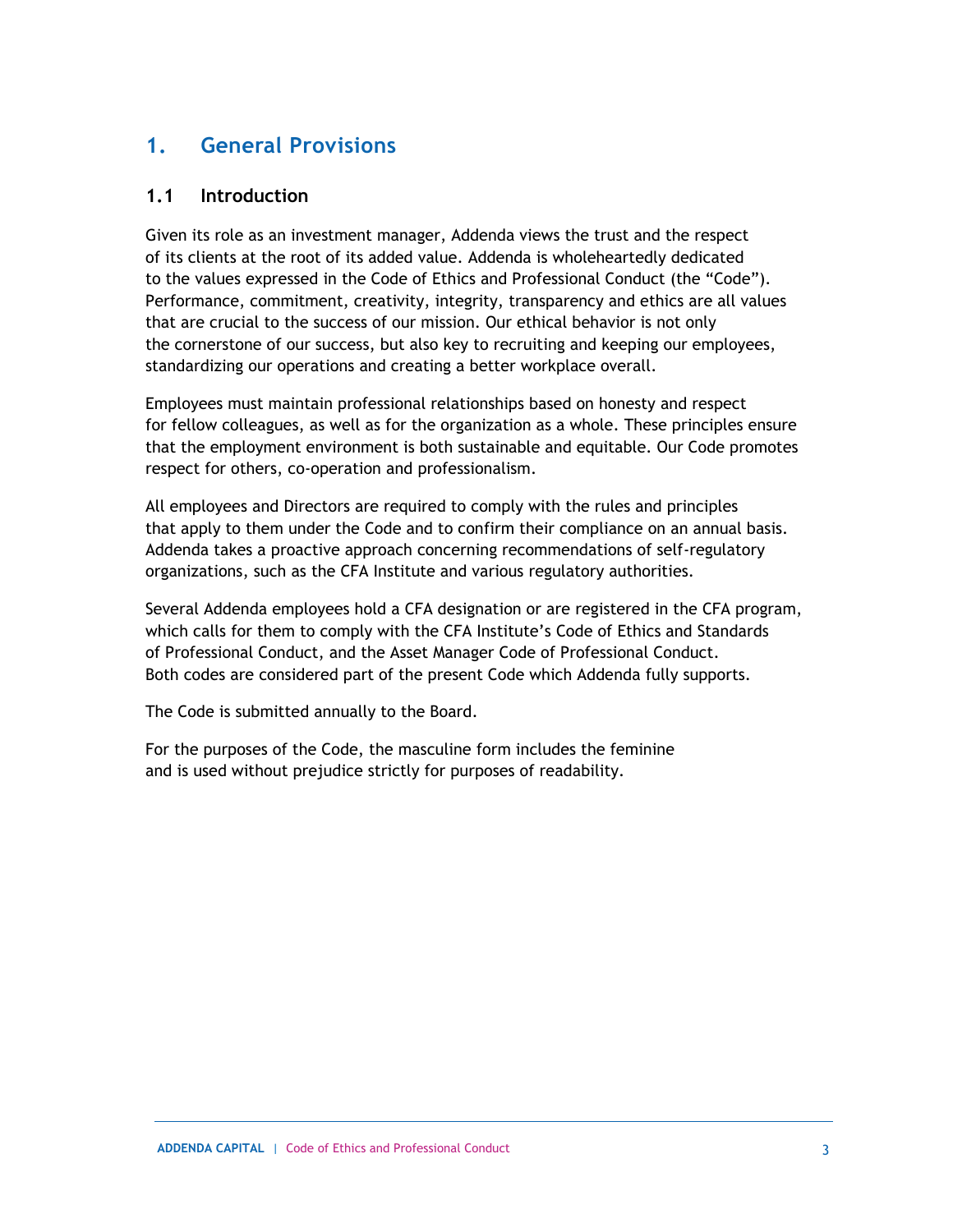# 1. General Provisions

## 1.1 Introduction

Given its role as an investment manager, Addenda views the trust and the respect of its clients at the root of its added value. Addenda is wholeheartedly dedicated to the values expressed in the Code of Ethics and Professional Conduct (the "Code"). Performance, commitment, creativity, integrity, transparency and ethics are all values that are crucial to the success of our mission. Our ethical behavior is not only the cornerstone of our success, but also key to recruiting and keeping our employees, standardizing our operations and creating a better workplace overall.

Employees must maintain professional relationships based on honesty and respect for fellow colleagues, as well as for the organization as a whole. These principles ensure that the employment environment is both sustainable and equitable. Our Code promotes respect for others, co-operation and professionalism.

All employees and Directors are required to comply with the rules and principles that apply to them under the Code and to confirm their compliance on an annual basis. Addenda takes a proactive approach concerning recommendations of self-regulatory organizations, such as the CFA Institute and various regulatory authorities.

Several Addenda employees hold a CFA designation or are registered in the CFA program, which calls for them to comply with the CFA Institute's Code of Ethics and Standards of Professional Conduct, and the Asset Manager Code of Professional Conduct. Both codes are considered part of the present Code which Addenda fully supports.

The Code is submitted annually to the Board.

For the purposes of the Code, the masculine form includes the feminine and is used without prejudice strictly for purposes of readability.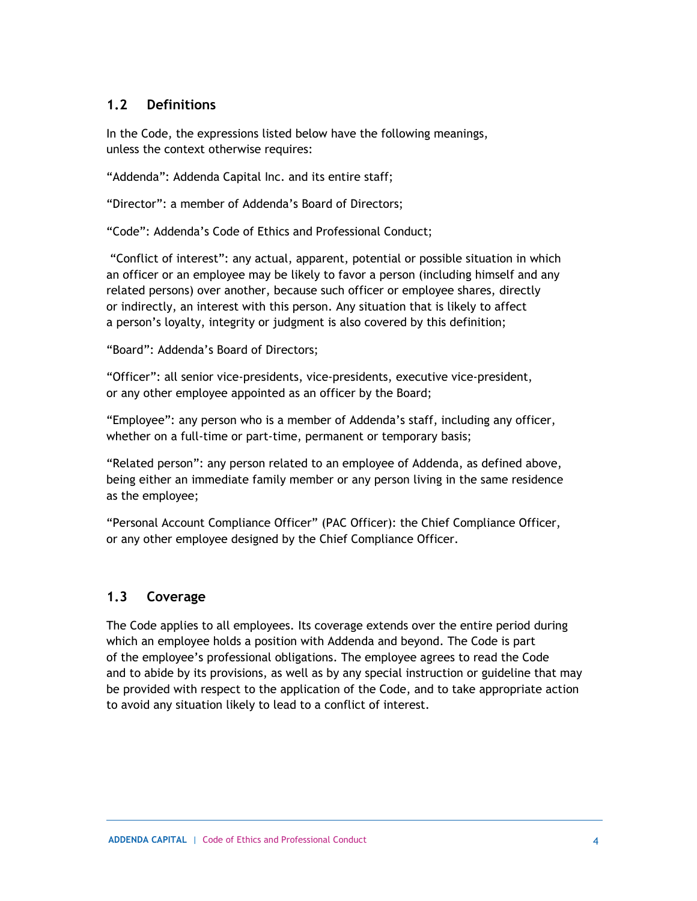## 1.2 Definitions

In the Code, the expressions listed below have the following meanings, unless the context otherwise requires:

"Addenda": Addenda Capital Inc. and its entire staff;

"Director": a member of Addenda's Board of Directors;

"Code": Addenda's Code of Ethics and Professional Conduct;

"Conflict of interest": any actual, apparent, potential or possible situation in which an officer or an employee may be likely to favor a person (including himself and any related persons) over another, because such officer or employee shares, directly or indirectly, an interest with this person. Any situation that is likely to affect a person's loyalty, integrity or judgment is also covered by this definition;

"Board": Addenda's Board of Directors;

"Officer": all senior vice-presidents, vice-presidents, executive vice-president, or any other employee appointed as an officer by the Board;

"Employee": any person who is a member of Addenda's staff, including any officer, whether on a full-time or part-time, permanent or temporary basis;

"Related person": any person related to an employee of Addenda, as defined above, being either an immediate family member or any person living in the same residence as the employee;

"Personal Account Compliance Officer" (PAC Officer): the Chief Compliance Officer, or any other employee designed by the Chief Compliance Officer.

## 1.3 Coverage

The Code applies to all employees. Its coverage extends over the entire period during which an employee holds a position with Addenda and beyond. The Code is part of the employee's professional obligations. The employee agrees to read the Code and to abide by its provisions, as well as by any special instruction or guideline that may be provided with respect to the application of the Code, and to take appropriate action to avoid any situation likely to lead to a conflict of interest.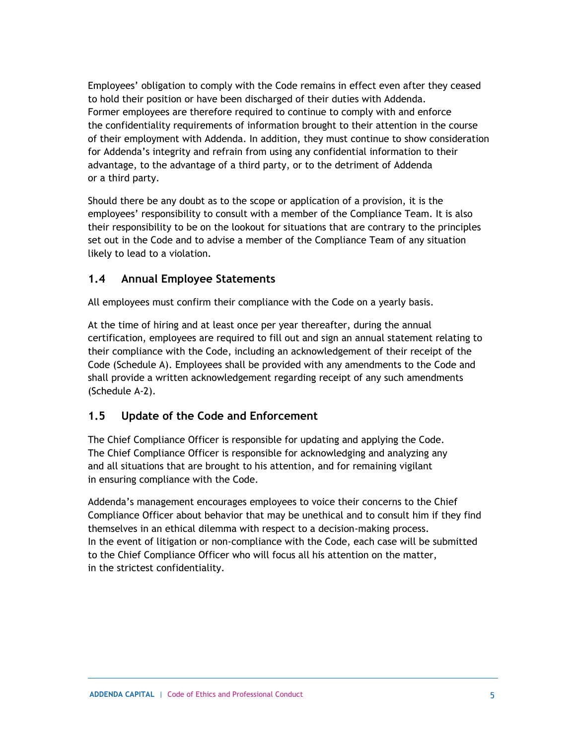Employees' obligation to comply with the Code remains in effect even after they ceased to hold their position or have been discharged of their duties with Addenda. Former employees are therefore required to continue to comply with and enforce the confidentiality requirements of information brought to their attention in the course of their employment with Addenda. In addition, they must continue to show consideration for Addenda's integrity and refrain from using any confidential information to their advantage, to the advantage of a third party, or to the detriment of Addenda or a third party.

Should there be any doubt as to the scope or application of a provision, it is the employees' responsibility to consult with a member of the Compliance Team. It is also their responsibility to be on the lookout for situations that are contrary to the principles set out in the Code and to advise a member of the Compliance Team of any situation likely to lead to a violation.

## 1.4 Annual Employee Statements

All employees must confirm their compliance with the Code on a yearly basis.

At the time of hiring and at least once per year thereafter, during the annual certification, employees are required to fill out and sign an annual statement relating to their compliance with the Code, including an acknowledgement of their receipt of the Code (Schedule A). Employees shall be provided with any amendments to the Code and shall provide a written acknowledgement regarding receipt of any such amendments (Schedule A-2).

## 1.5 Update of the Code and Enforcement

The Chief Compliance Officer is responsible for updating and applying the Code. The Chief Compliance Officer is responsible for acknowledging and analyzing any and all situations that are brought to his attention, and for remaining vigilant in ensuring compliance with the Code.

Addenda's management encourages employees to voice their concerns to the Chief Compliance Officer about behavior that may be unethical and to consult him if they find themselves in an ethical dilemma with respect to a decision-making process. In the event of litigation or non-compliance with the Code, each case will be submitted to the Chief Compliance Officer who will focus all his attention on the matter, in the strictest confidentiality.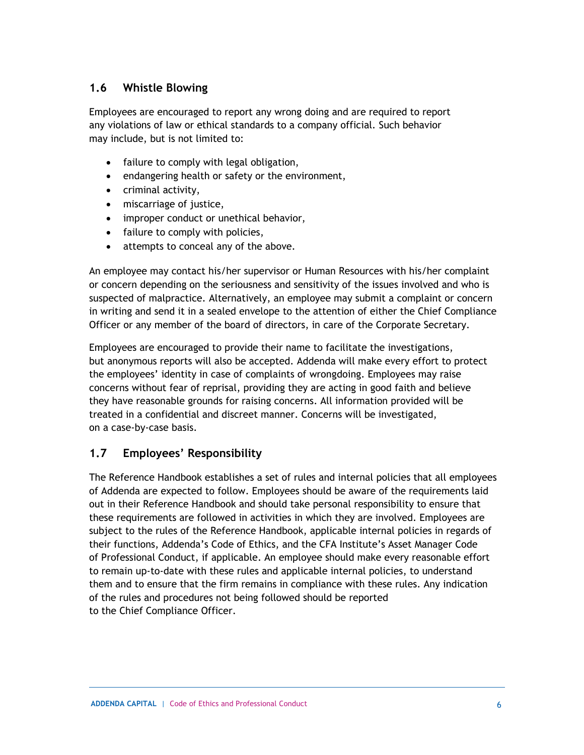## 1.6 Whistle Blowing

Employees are encouraged to report any wrong doing and are required to report any violations of law or ethical standards to a company official. Such behavior may include, but is not limited to:

- failure to comply with legal obligation,
- endangering health or safety or the environment,
- criminal activity,
- miscarriage of justice,
- improper conduct or unethical behavior,
- failure to comply with policies,
- attempts to conceal any of the above.

An employee may contact his/her supervisor or Human Resources with his/her complaint or concern depending on the seriousness and sensitivity of the issues involved and who is suspected of malpractice. Alternatively, an employee may submit a complaint or concern in writing and send it in a sealed envelope to the attention of either the Chief Compliance Officer or any member of the board of directors, in care of the Corporate Secretary.

Employees are encouraged to provide their name to facilitate the investigations, but anonymous reports will also be accepted. Addenda will make every effort to protect the employees' identity in case of complaints of wrongdoing. Employees may raise concerns without fear of reprisal, providing they are acting in good faith and believe they have reasonable grounds for raising concerns. All information provided will be treated in a confidential and discreet manner. Concerns will be investigated, on a case-by-case basis.

## 1.7 Employees' Responsibility

The Reference Handbook establishes a set of rules and internal policies that all employees of Addenda are expected to follow. Employees should be aware of the requirements laid out in their Reference Handbook and should take personal responsibility to ensure that these requirements are followed in activities in which they are involved. Employees are subject to the rules of the Reference Handbook, applicable internal policies in regards of their functions, Addenda's Code of Ethics, and the CFA Institute's Asset Manager Code of Professional Conduct, if applicable. An employee should make every reasonable effort to remain up-to-date with these rules and applicable internal policies, to understand them and to ensure that the firm remains in compliance with these rules. Any indication of the rules and procedures not being followed should be reported to the Chief Compliance Officer.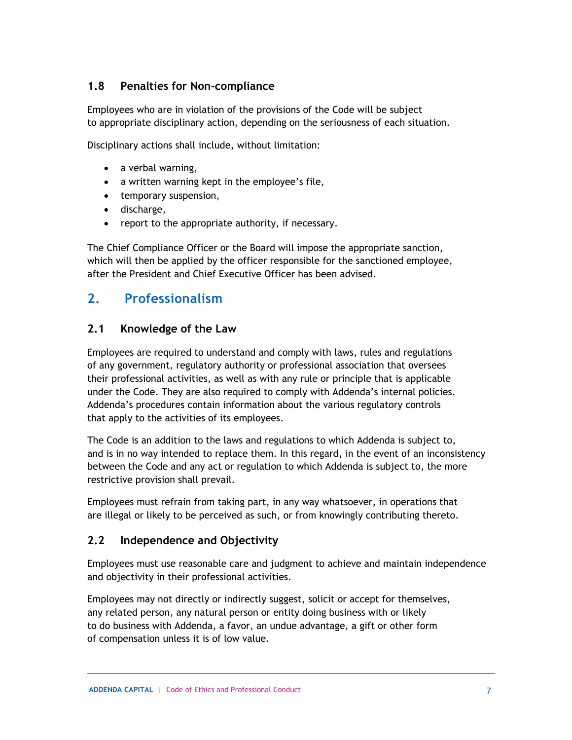### 1.8 Penalties for Non-compliance

Employees who are in violation of the provisions of the Code will be subject to appropriate disciplinary action, depending on the seriousness of each situation.

Disciplinary actions shall include, without limitation:

- a verbal warning,
- a written warning kept in the employee's file,
- temporary suspension,
- discharge,
- report to the appropriate authority, if necessary.

The Chief Compliance Officer or the Board will impose the appropriate sanction, which will then be applied by the officer responsible for the sanctioned employee, after the President and Chief Executive Officer has been advised.

## 2. Professionalism

### 2.1 Knowledge of the Law

Employees are required to understand and comply with laws, rules and regulations of any government, regulatory authority or professional association that oversees their professional activities, as well as with any rule or principle that is applicable under the Code. They are also required to comply with Addenda's internal policies. Addenda's procedures contain information about the various regulatory controls that apply to the activities of its employees.

The Code is an addition to the laws and regulations to which Addenda is subject to, and is in no way intended to replace them. In this regard, in the event of an inconsistency between the Code and any act or regulation to which Addenda is subject to, the more restrictive provision shall prevail.

Employees must refrain from taking part, in any way whatsoever, in operations that are illegal or likely to be perceived as such, or from knowingly contributing thereto.

### 2.2 Independence and Objectivity

Employees must use reasonable care and judgment to achieve and maintain independence and objectivity in their professional activities.

Employees may not directly or indirectly suggest, solicit or accept for themselves, any related person, any natural person or entity doing business with or likely to do business with Addenda, a favor, an undue advantage, a gift or other form of compensation unless it is of low value.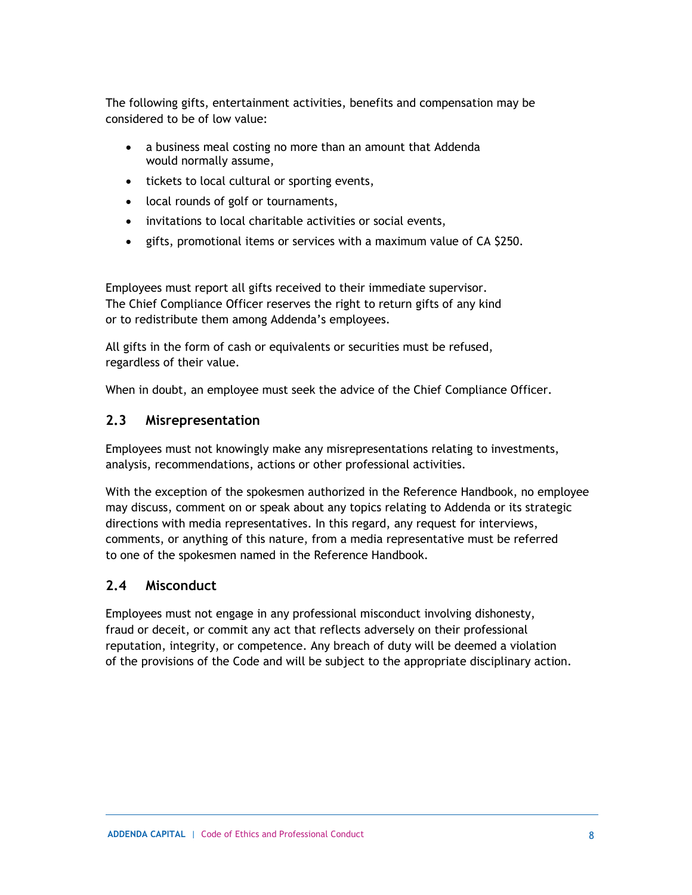The following gifts, entertainment activities, benefits and compensation may be considered to be of low value:

- a business meal costing no more than an amount that Addenda would normally assume,
- tickets to local cultural or sporting events,
- local rounds of golf or tournaments,
- invitations to local charitable activities or social events,
- gifts, promotional items or services with a maximum value of CA $250.

Employees must report all gifts received to their immediate supervisor. The Chief Compliance Officer reserves the right to return gifts of any kind or to redistribute them among Addenda's employees.

All gifts in the form of cash or equivalents or securities must be refused, regardless of their value.

When in doubt, an employee must seek the advice of the Chief Compliance Officer.

## 2.3 Misrepresentation

Employees must not knowingly make any misrepresentations relating to investments, analysis, recommendations, actions or other professional activities.

With the exception of the spokesmen authorized in the Reference Handbook, no employee may discuss, comment on or speak about any topics relating to Addenda or its strategic directions with media representatives. In this regard, any request for interviews, comments, or anything of this nature, from a media representative must be referred to one of the spokesmen named in the Reference Handbook.

## 2.4 Misconduct

Employees must not engage in any professional misconduct involving dishonesty, fraud or deceit, or commit any act that reflects adversely on their professional reputation, integrity, or competence. Any breach of duty will be deemed a violation of the provisions of the Code and will be subject to the appropriate disciplinary action.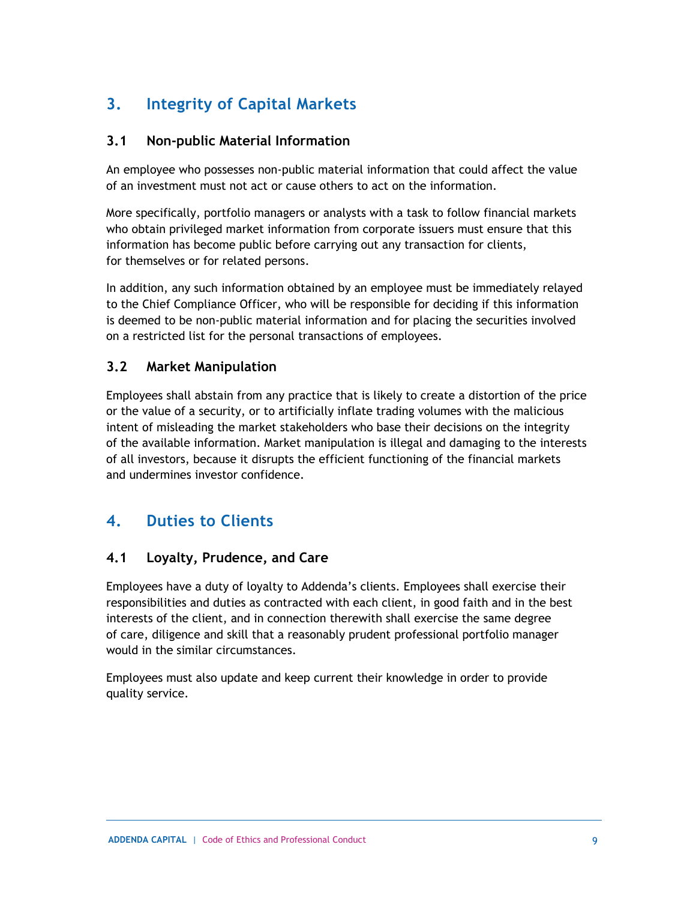## 3. Integrity of Capital Markets

### 3.1 Non-public Material Information

An employee who possesses non-public material information that could affect the value of an investment must not act or cause others to act on the information.

More specifically, portfolio managers or analysts with a task to follow financial markets who obtain privileged market information from corporate issuers must ensure that this information has become public before carrying out any transaction for clients, for themselves or for related persons.

In addition, any such information obtained by an employee must be immediately relayed to the Chief Compliance Officer, who will be responsible for deciding if this information is deemed to be non-public material information and for placing the securities involved on a restricted list for the personal transactions of employees.

### 3.2 Market Manipulation

Employees shall abstain from any practice that is likely to create a distortion of the price or the value of a security, or to artificially inflate trading volumes with the malicious intent of misleading the market stakeholders who base their decisions on the integrity of the available information. Market manipulation is illegal and damaging to the interests of all investors, because it disrupts the efficient functioning of the financial markets and undermines investor confidence.

## 4. Duties to Clients

### 4.1 Loyalty, Prudence, and Care

Employees have a duty of loyalty to Addenda's clients. Employees shall exercise their responsibilities and duties as contracted with each client, in good faith and in the best interests of the client, and in connection therewith shall exercise the same degree of care, diligence and skill that a reasonably prudent professional portfolio manager would in the similar circumstances.

Employees must also update and keep current their knowledge in order to provide quality service.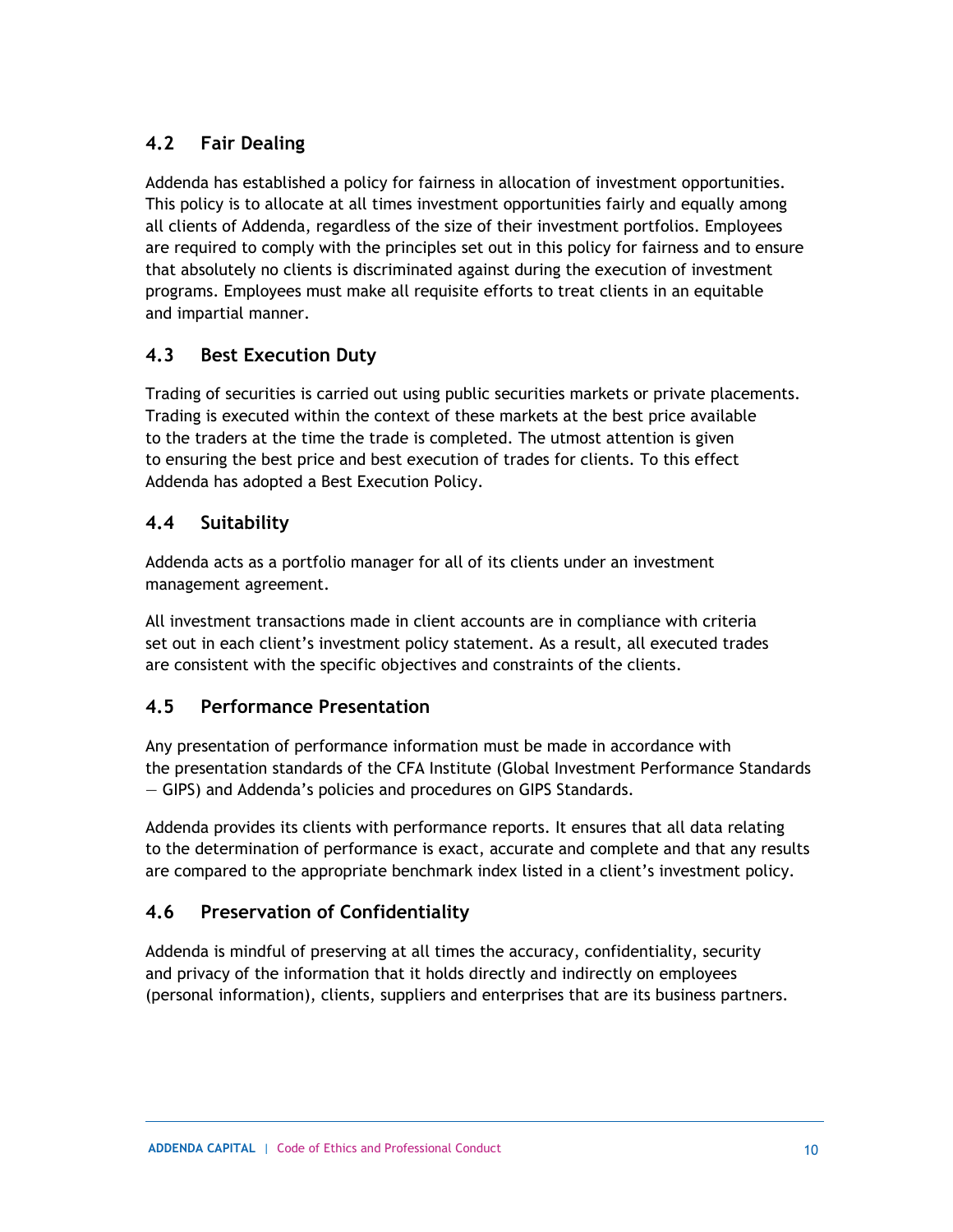## 4.2 Fair Dealing

Addenda has established a policy for fairness in allocation of investment opportunities. This policy is to allocate at all times investment opportunities fairly and equally among all clients of Addenda, regardless of the size of their investment portfolios. Employees are required to comply with the principles set out in this policy for fairness and to ensure that absolutely no clients is discriminated against during the execution of investment programs. Employees must make all requisite efforts to treat clients in an equitable and impartial manner.

## 4.3 Best Execution Duty

Trading of securities is carried out using public securities markets or private placements. Trading is executed within the context of these markets at the best price available to the traders at the time the trade is completed. The utmost attention is given to ensuring the best price and best execution of trades for clients. To this effect Addenda has adopted a Best Execution Policy.

## 4.4 Suitability

Addenda acts as a portfolio manager for all of its clients under an investment management agreement.

All investment transactions made in client accounts are in compliance with criteria set out in each client's investment policy statement. As a result, all executed trades are consistent with the specific objectives and constraints of the clients.

## 4.5 Performance Presentation

Any presentation of performance information must be made in accordance with the presentation standards of the CFA Institute (Global Investment Performance Standards — GIPS) and Addenda's policies and procedures on GIPS Standards.

Addenda provides its clients with performance reports. It ensures that all data relating to the determination of performance is exact, accurate and complete and that any results are compared to the appropriate benchmark index listed in a client's investment policy.

## 4.6 Preservation of Confidentiality

Addenda is mindful of preserving at all times the accuracy, confidentiality, security and privacy of the information that it holds directly and indirectly on employees (personal information), clients, suppliers and enterprises that are its business partners.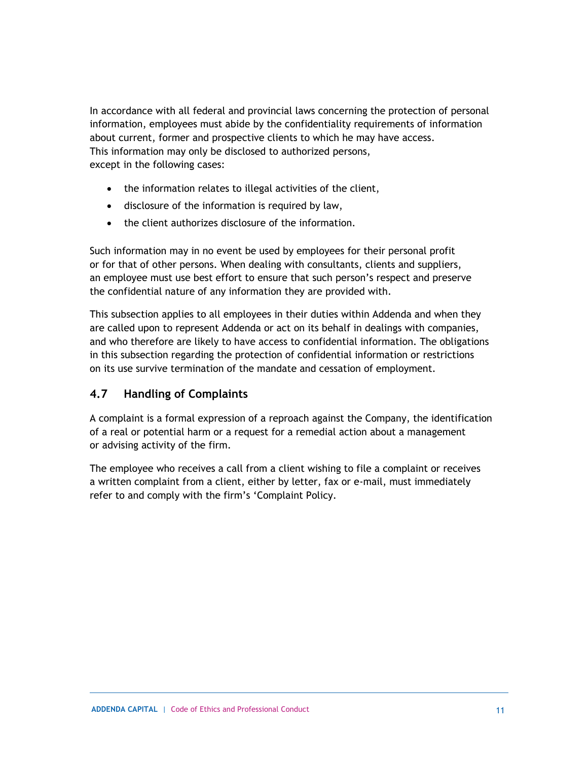In accordance with all federal and provincial laws concerning the protection of personal information, employees must abide by the confidentiality requirements of information about current, former and prospective clients to which he may have access. This information may only be disclosed to authorized persons, except in the following cases:

- the information relates to illegal activities of the client,
- disclosure of the information is required by law,
- the client authorizes disclosure of the information.

Such information may in no event be used by employees for their personal profit or for that of other persons. When dealing with consultants, clients and suppliers, an employee must use best effort to ensure that such person's respect and preserve the confidential nature of any information they are provided with.

This subsection applies to all employees in their duties within Addenda and when they are called upon to represent Addenda or act on its behalf in dealings with companies, and who therefore are likely to have access to confidential information. The obligations in this subsection regarding the protection of confidential information or restrictions on its use survive termination of the mandate and cessation of employment.

## 4.7 Handling of Complaints

A complaint is a formal expression of a reproach against the Company, the identification of a real or potential harm or a request for a remedial action about a management or advising activity of the firm.

The employee who receives a call from a client wishing to file a complaint or receives a written complaint from a client, either by letter, fax or e-mail, must immediately refer to and comply with the firm's 'Complaint Policy.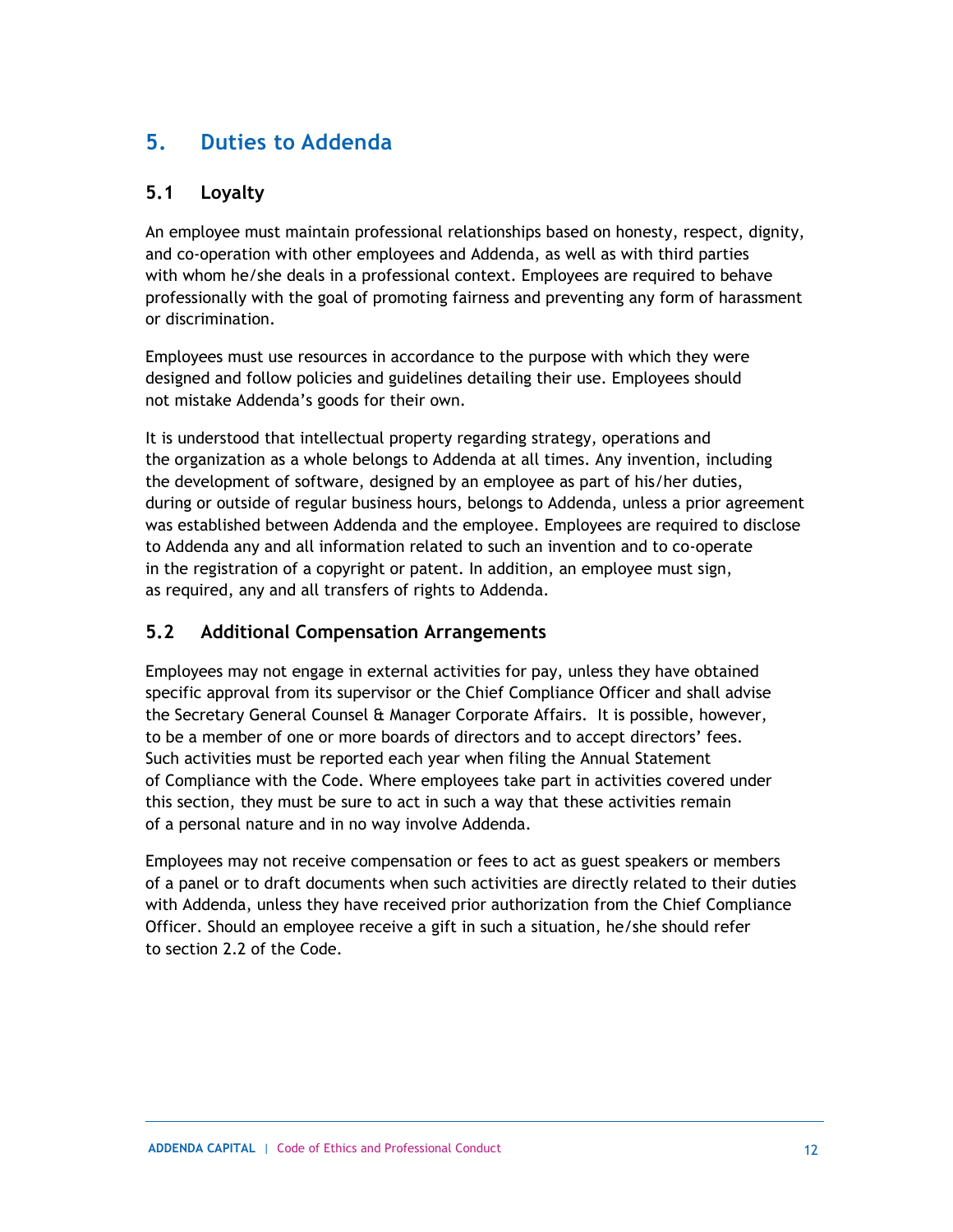## 5. Duties to Addenda

### 5.1 Loyalty

An employee must maintain professional relationships based on honesty, respect, dignity, and co-operation with other employees and Addenda, as well as with third parties with whom he/she deals in a professional context. Employees are required to behave professionally with the goal of promoting fairness and preventing any form of harassment or discrimination.

Employees must use resources in accordance to the purpose with which they were designed and follow policies and guidelines detailing their use. Employees should not mistake Addenda's goods for their own.

It is understood that intellectual property regarding strategy, operations and the organization as a whole belongs to Addenda at all times. Any invention, including the development of software, designed by an employee as part of his/her duties, during or outside of regular business hours, belongs to Addenda, unless a prior agreement was established between Addenda and the employee. Employees are required to disclose to Addenda any and all information related to such an invention and to co-operate in the registration of a copyright or patent. In addition, an employee must sign, as required, any and all transfers of rights to Addenda.

### 5.2 Additional Compensation Arrangements

Employees may not engage in external activities for pay, unless they have obtained specific approval from its supervisor or the Chief Compliance Officer and shall advise the Secretary General Counsel & Manager Corporate Affairs. It is possible, however, to be a member of one or more boards of directors and to accept directors' fees. Such activities must be reported each year when filing the Annual Statement of Compliance with the Code. Where employees take part in activities covered under this section, they must be sure to act in such a way that these activities remain of a personal nature and in no way involve Addenda.

Employees may not receive compensation or fees to act as guest speakers or members of a panel or to draft documents when such activities are directly related to their duties with Addenda, unless they have received prior authorization from the Chief Compliance Officer. Should an employee receive a gift in such a situation, he/she should refer to section 2.2 of the Code.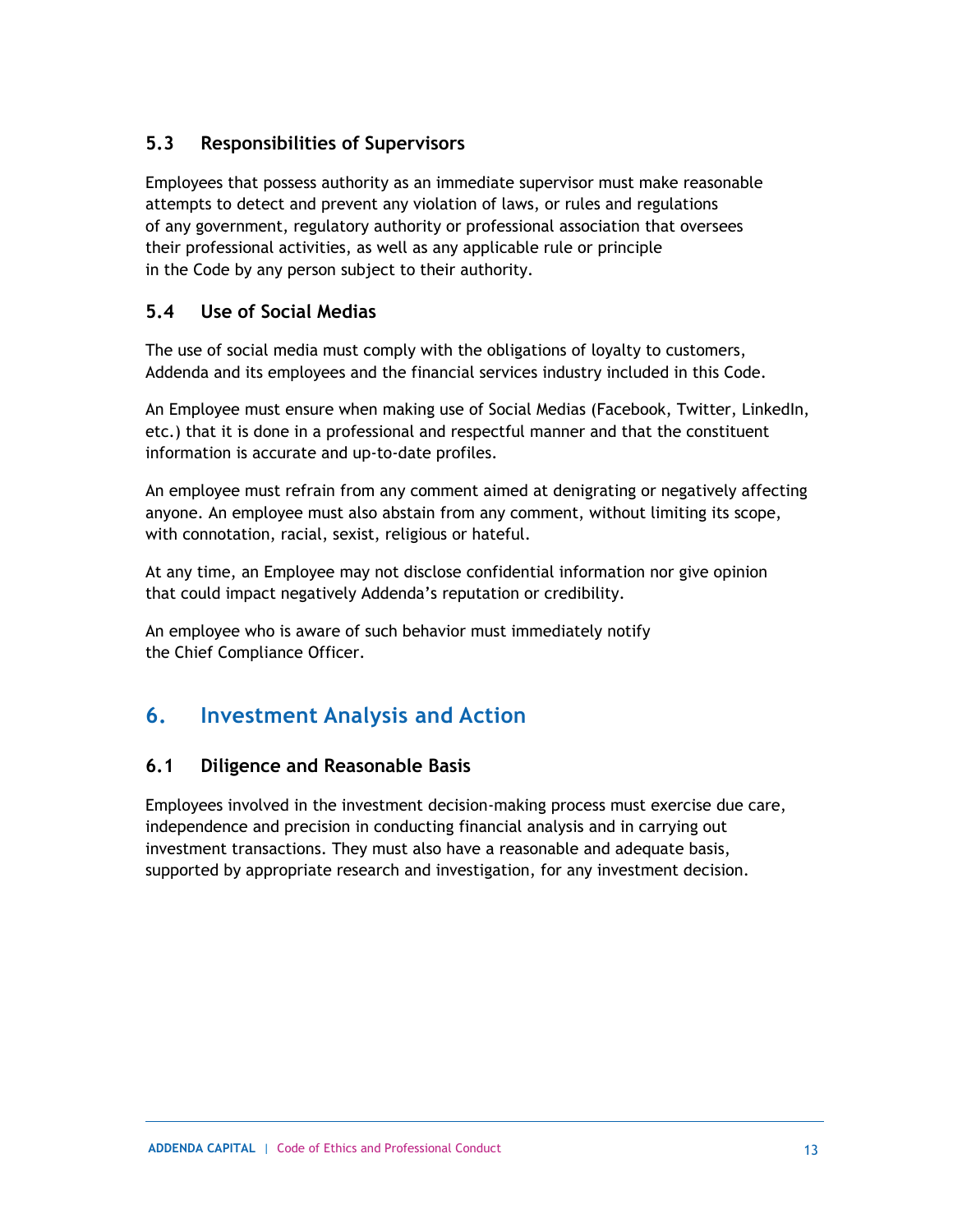### 5.3 Responsibilities of Supervisors

Employees that possess authority as an immediate supervisor must make reasonable attempts to detect and prevent any violation of laws, or rules and regulations of any government, regulatory authority or professional association that oversees their professional activities, as well as any applicable rule or principle in the Code by any person subject to their authority.

### 5.4 Use of Social Medias

The use of social media must comply with the obligations of loyalty to customers, Addenda and its employees and the financial services industry included in this Code.

An Employee must ensure when making use of Social Medias (Facebook, Twitter, LinkedIn, etc.) that it is done in a professional and respectful manner and that the constituent information is accurate and up-to-date profiles.

An employee must refrain from any comment aimed at denigrating or negatively affecting anyone. An employee must also abstain from any comment, without limiting its scope, with connotation, racial, sexist, religious or hateful.

At any time, an Employee may not disclose confidential information nor give opinion that could impact negatively Addenda's reputation or credibility.

An employee who is aware of such behavior must immediately notify the Chief Compliance Officer.

## 6. Investment Analysis and Action

### 6.1 Diligence and Reasonable Basis

Employees involved in the investment decision-making process must exercise due care, independence and precision in conducting financial analysis and in carrying out investment transactions. They must also have a reasonable and adequate basis, supported by appropriate research and investigation, for any investment decision.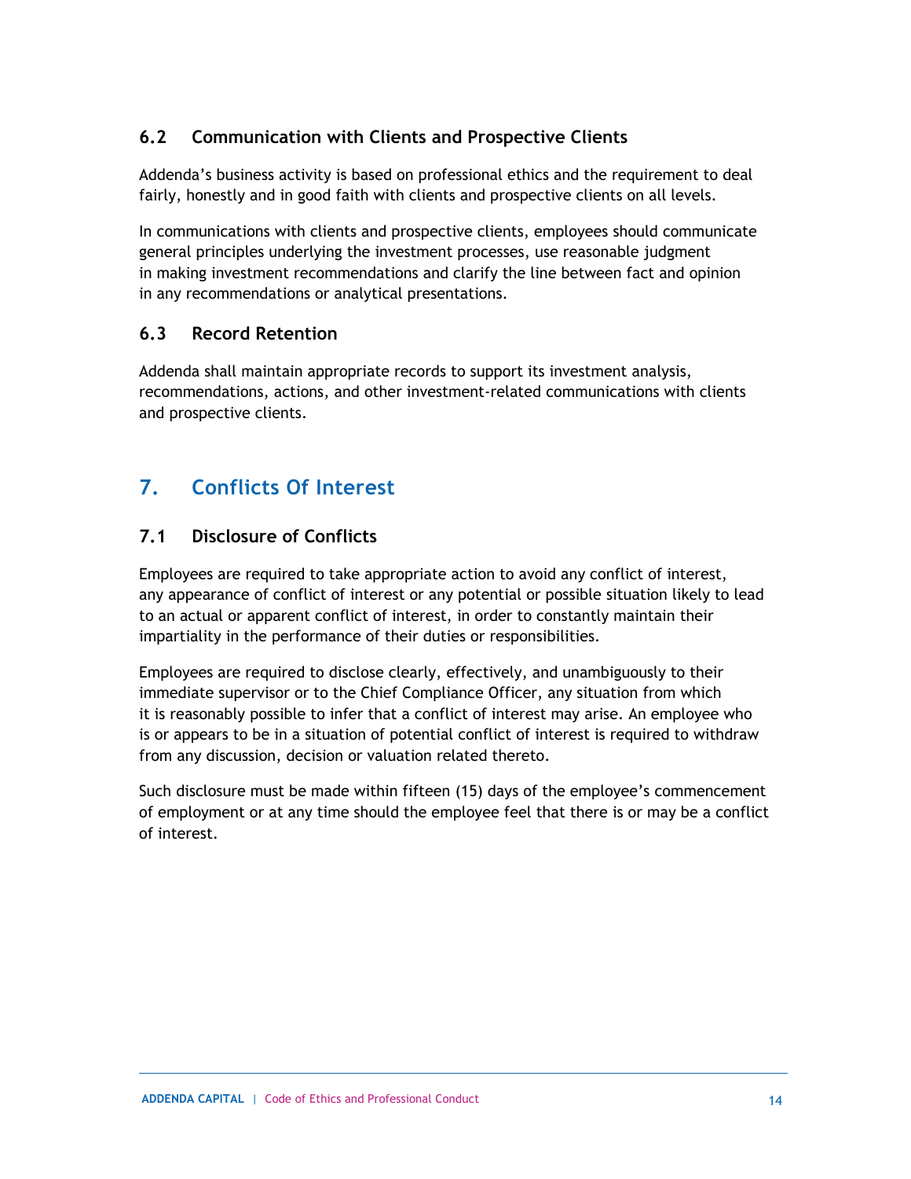### 6.2 Communication with Clients and Prospective Clients

Addenda's business activity is based on professional ethics and the requirement to deal fairly, honestly and in good faith with clients and prospective clients on all levels.

In communications with clients and prospective clients, employees should communicate general principles underlying the investment processes, use reasonable judgment in making investment recommendations and clarify the line between fact and opinion in any recommendations or analytical presentations.

### 6.3 Record Retention

Addenda shall maintain appropriate records to support its investment analysis, recommendations, actions, and other investment-related communications with clients and prospective clients.

## 7. Conflicts Of Interest

### 7.1 Disclosure of Conflicts

Employees are required to take appropriate action to avoid any conflict of interest, any appearance of conflict of interest or any potential or possible situation likely to lead to an actual or apparent conflict of interest, in order to constantly maintain their impartiality in the performance of their duties or responsibilities.

Employees are required to disclose clearly, effectively, and unambiguously to their immediate supervisor or to the Chief Compliance Officer, any situation from which it is reasonably possible to infer that a conflict of interest may arise. An employee who is or appears to be in a situation of potential conflict of interest is required to withdraw from any discussion, decision or valuation related thereto.

Such disclosure must be made within fifteen (15) days of the employee's commencement of employment or at any time should the employee feel that there is or may be a conflict of interest.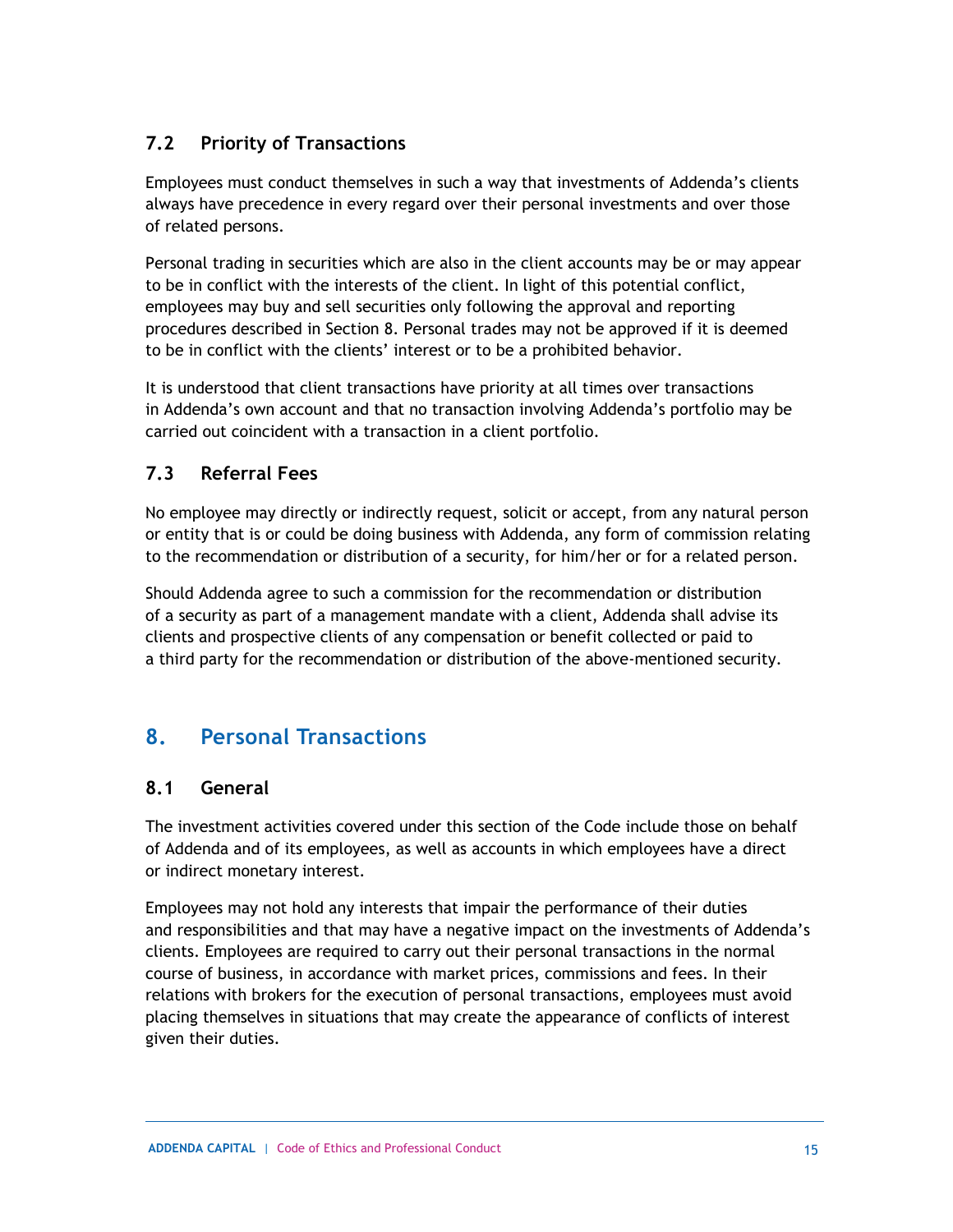### 7.2 Priority of Transactions

Employees must conduct themselves in such a way that investments of Addenda's clients always have precedence in every regard over their personal investments and over those of related persons.

Personal trading in securities which are also in the client accounts may be or may appear to be in conflict with the interests of the client. In light of this potential conflict, employees may buy and sell securities only following the approval and reporting procedures described in Section 8. Personal trades may not be approved if it is deemed to be in conflict with the clients' interest or to be a prohibited behavior.

It is understood that client transactions have priority at all times over transactions in Addenda's own account and that no transaction involving Addenda's portfolio may be carried out coincident with a transaction in a client portfolio.

### 7.3 Referral Fees

No employee may directly or indirectly request, solicit or accept, from any natural person or entity that is or could be doing business with Addenda, any form of commission relating to the recommendation or distribution of a security, for him/her or for a related person.

Should Addenda agree to such a commission for the recommendation or distribution of a security as part of a management mandate with a client, Addenda shall advise its clients and prospective clients of any compensation or benefit collected or paid to a third party for the recommendation or distribution of the above-mentioned security.

## 8. Personal Transactions

### 8.1 General

The investment activities covered under this section of the Code include those on behalf of Addenda and of its employees, as well as accounts in which employees have a direct or indirect monetary interest.

Employees may not hold any interests that impair the performance of their duties and responsibilities and that may have a negative impact on the investments of Addenda's clients. Employees are required to carry out their personal transactions in the normal course of business, in accordance with market prices, commissions and fees. In their relations with brokers for the execution of personal transactions, employees must avoid placing themselves in situations that may create the appearance of conflicts of interest given their duties.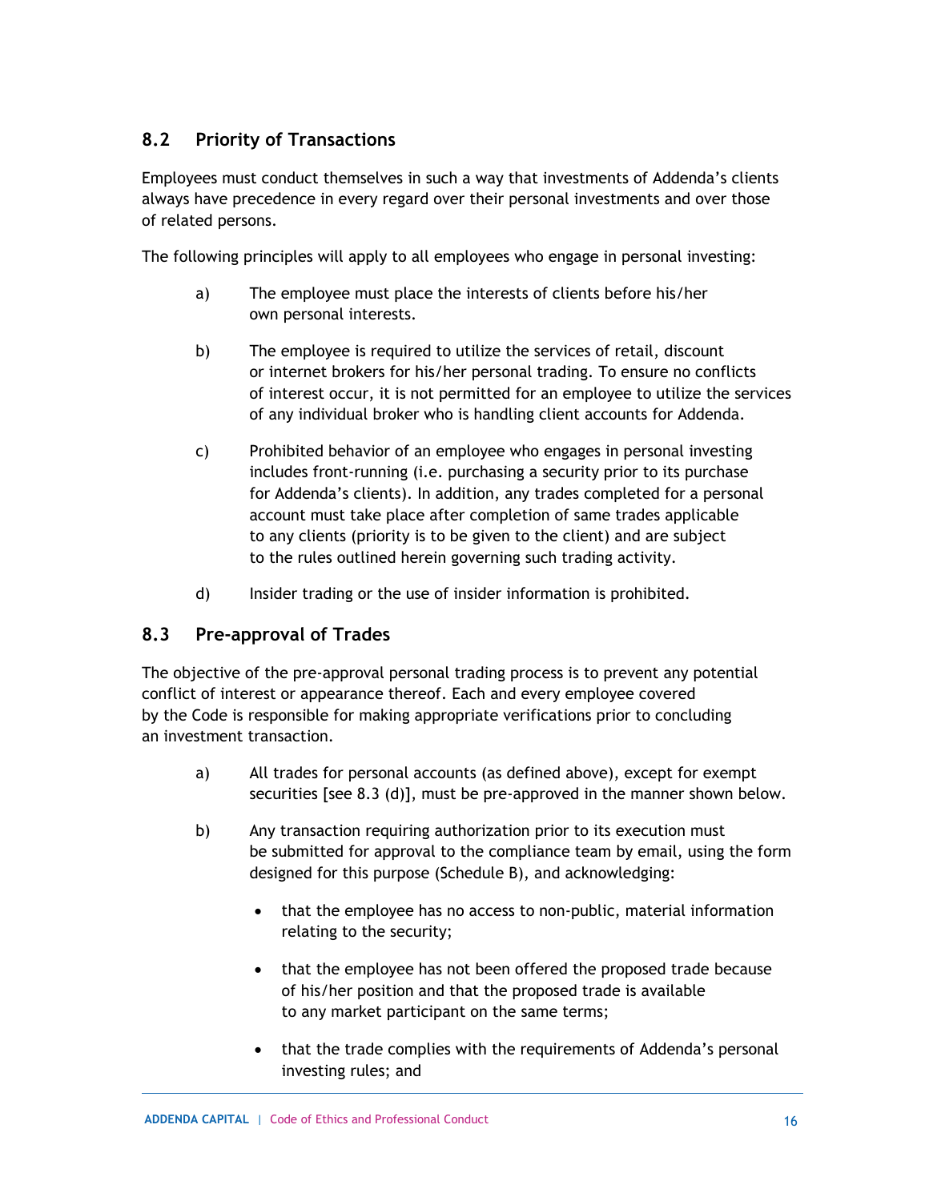## 8.2 Priority of Transactions

Employees must conduct themselves in such a way that investments of Addenda's clients always have precedence in every regard over their personal investments and over those of related persons.

The following principles will apply to all employees who engage in personal investing:

a) The employee must place the interests of clients before his/her own personal interests.

b) The employee is required to utilize the services of retail, discount or internet brokers for his/her personal trading. To ensure no conflicts of interest occur, it is not permitted for an employee to utilize the services of any individual broker who is handling client accounts for Addenda.

c) Prohibited behavior of an employee who engages in personal investing includes front-running (i.e. purchasing a security prior to its purchase for Addenda's clients). In addition, any trades completed for a personal account must take place after completion of same trades applicable to any clients (priority is to be given to the client) and are subject to the rules outlined herein governing such trading activity.

d) Insider trading or the use of insider information is prohibited.

## 8.3 Pre-approval of Trades

The objective of the pre-approval personal trading process is to prevent any potential conflict of interest or appearance thereof. Each and every employee covered by the Code is responsible for making appropriate verifications prior to concluding an investment transaction.

a) All trades for personal accounts (as defined above), except for exempt securities [see 8.3 (d)], must be pre-approved in the manner shown below.

b) Any transaction requiring authorization prior to its execution must be submitted for approval to the compliance team by email, using the form designed for this purpose (Schedule B), and acknowledging:

- that the employee has no access to non-public, material information relating to the security;
- that the employee has not been offered the proposed trade because of his/her position and that the proposed trade is available to any market participant on the same terms;
- that the trade complies with the requirements of Addenda's personal investing rules; and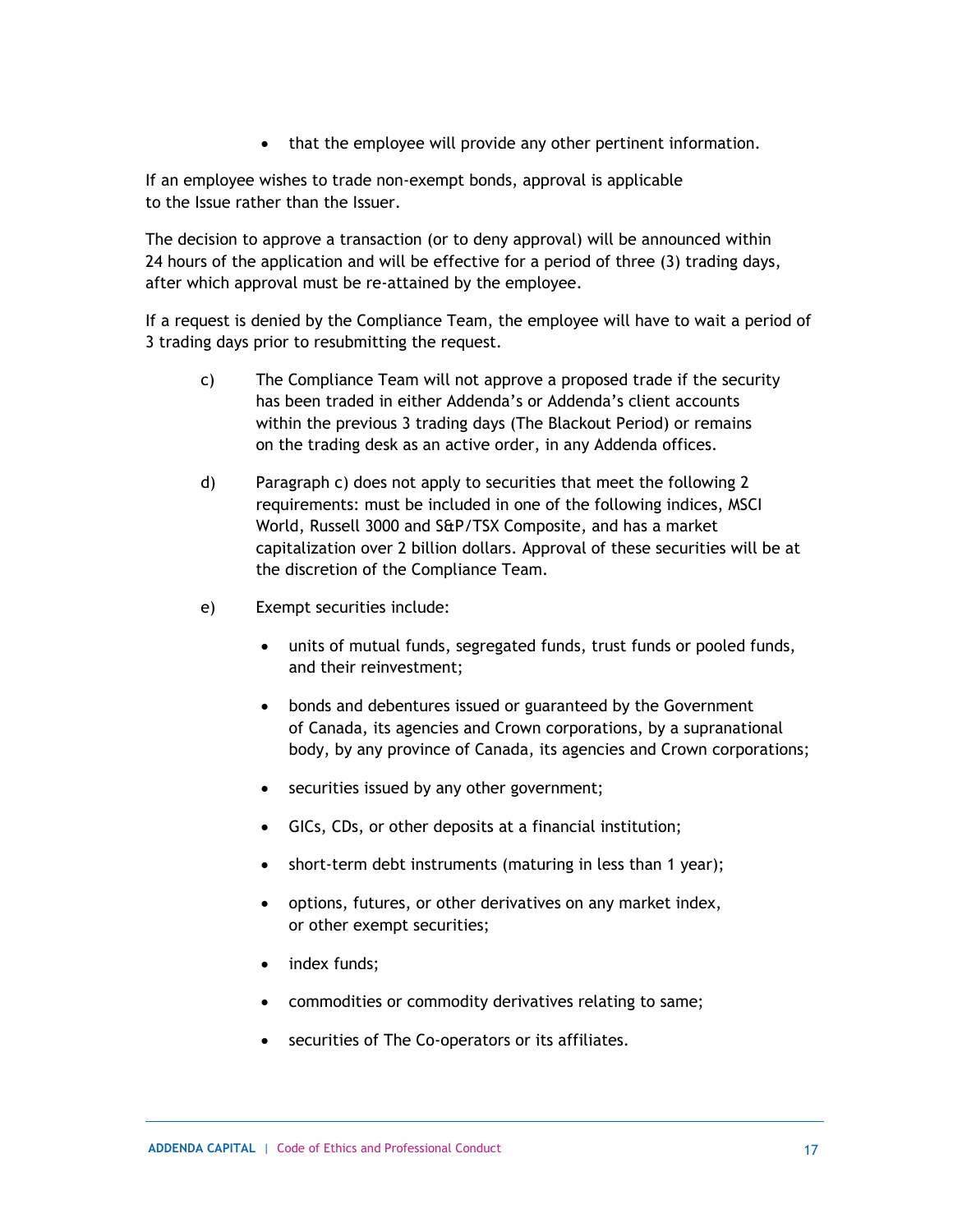- that the employee will provide any other pertinent information.

If an employee wishes to trade non-exempt bonds, approval is applicable to the Issue rather than the Issuer.

The decision to approve a transaction (or to deny approval) will be announced within 24 hours of the application and will be effective for a period of three (3) trading days, after which approval must be re-attained by the employee.

If a request is denied by the Compliance Team, the employee will have to wait a period of 3 trading days prior to resubmitting the request.

c) The Compliance Team will not approve a proposed trade if the security has been traded in either Addenda's or Addenda's client accounts within the previous 3 trading days (The Blackout Period) or remains on the trading desk as an active order, in any Addenda offices.

d) Paragraph c) does not apply to securities that meet the following 2 requirements: must be included in one of the following indices, MSCI World, Russell 3000 and S&P/TSX Composite, and has a market capitalization over 2 billion dollars. Approval of these securities will be at the discretion of the Compliance Team.

e) Exempt securities include:

   - units of mutual funds, segregated funds, trust funds or pooled funds, and their reinvestment;
   - bonds and debentures issued or guaranteed by the Government of Canada, its agencies and Crown corporations, by a supranational body, by any province of Canada, its agencies and Crown corporations;
   - securities issued by any other government;
   - GICs, CDs, or other deposits at a financial institution;
   - short-term debt instruments (maturing in less than 1 year);
   - options, futures, or other derivatives on any market index, or other exempt securities;
   - index funds;
   - commodities or commodity derivatives relating to same;
   - securities of The Co-operators or its affiliates.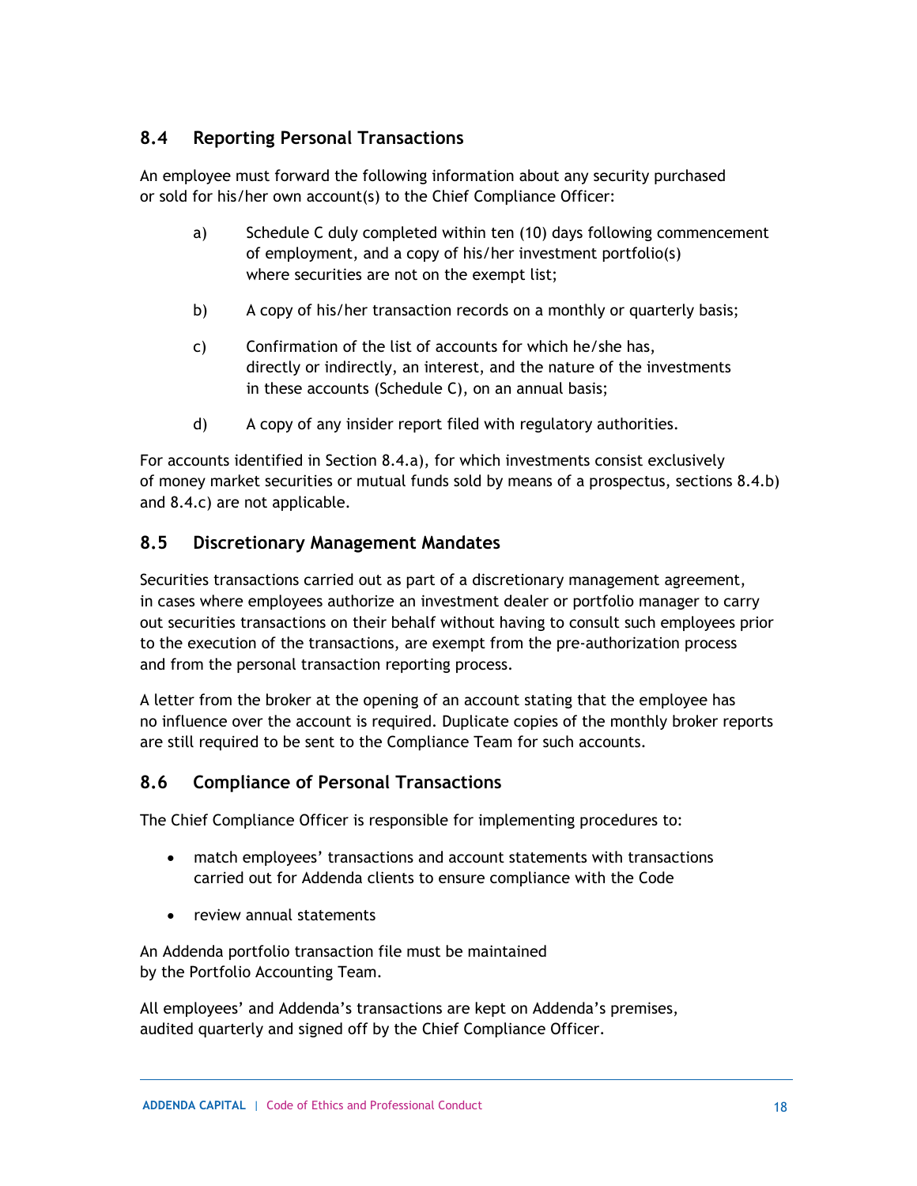## 8.4 Reporting Personal Transactions

An employee must forward the following information about any security purchased or sold for his/her own account(s) to the Chief Compliance Officer:

a) Schedule C duly completed within ten (10) days following commencement of employment, and a copy of his/her investment portfolio(s) where securities are not on the exempt list;

b) A copy of his/her transaction records on a monthly or quarterly basis;

c) Confirmation of the list of accounts for which he/she has, directly or indirectly, an interest, and the nature of the investments in these accounts (Schedule C), on an annual basis;

d) A copy of any insider report filed with regulatory authorities.

For accounts identified in Section 8.4.a), for which investments consist exclusively of money market securities or mutual funds sold by means of a prospectus, sections 8.4.b) and 8.4.c) are not applicable.

## 8.5 Discretionary Management Mandates

Securities transactions carried out as part of a discretionary management agreement, in cases where employees authorize an investment dealer or portfolio manager to carry out securities transactions on their behalf without having to consult such employees prior to the execution of the transactions, are exempt from the pre-authorization process and from the personal transaction reporting process.

A letter from the broker at the opening of an account stating that the employee has no influence over the account is required. Duplicate copies of the monthly broker reports are still required to be sent to the Compliance Team for such accounts.

## 8.6 Compliance of Personal Transactions

The Chief Compliance Officer is responsible for implementing procedures to:

- match employees' transactions and account statements with transactions carried out for Addenda clients to ensure compliance with the Code
- review annual statements

An Addenda portfolio transaction file must be maintained by the Portfolio Accounting Team.

All employees' and Addenda's transactions are kept on Addenda's premises, audited quarterly and signed off by the Chief Compliance Officer.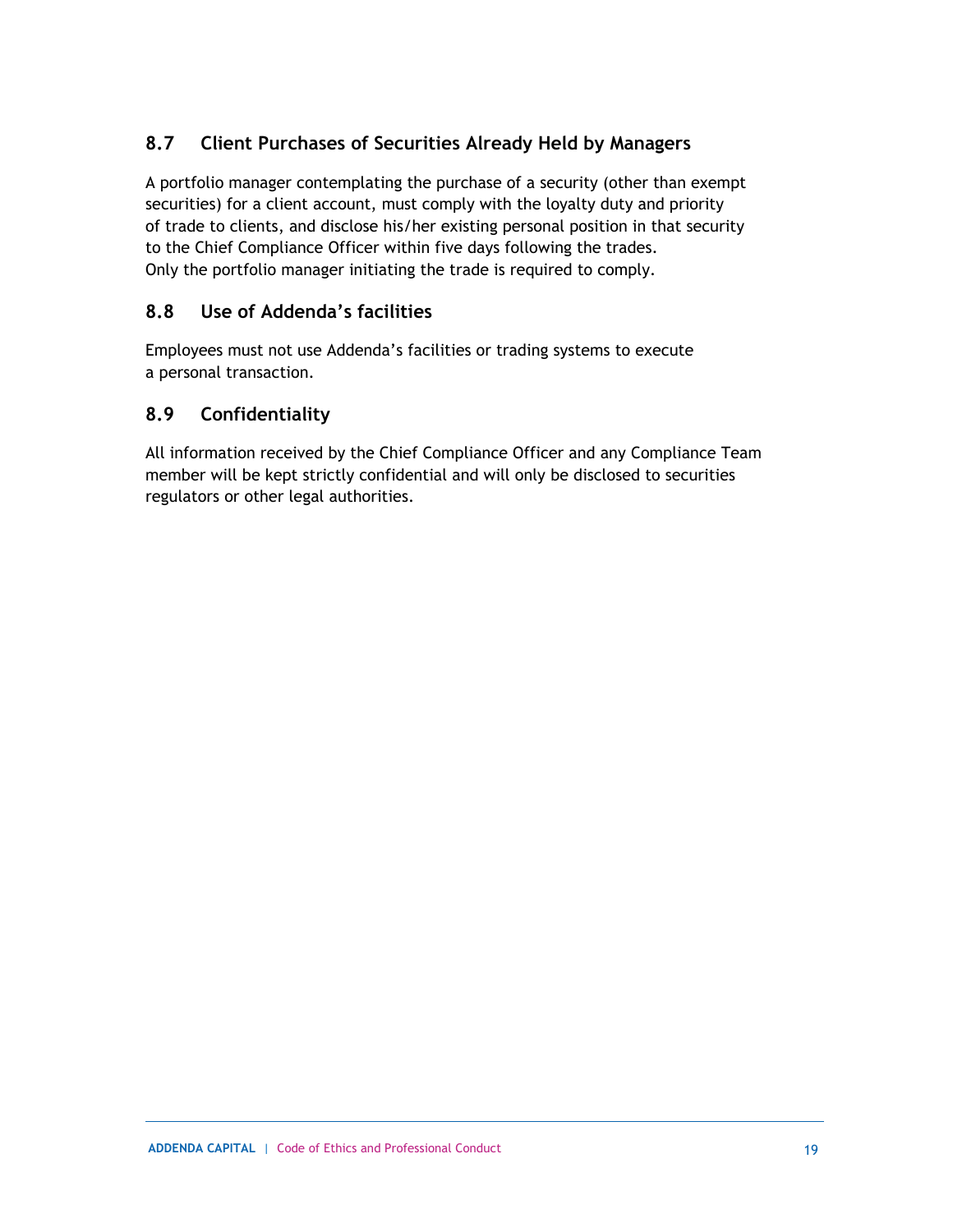## 8.7 Client Purchases of Securities Already Held by Managers

A portfolio manager contemplating the purchase of a security (other than exempt securities) for a client account, must comply with the loyalty duty and priority of trade to clients, and disclose his/her existing personal position in that security to the Chief Compliance Officer within five days following the trades. Only the portfolio manager initiating the trade is required to comply.

## 8.8 Use of Addenda's facilities

Employees must not use Addenda's facilities or trading systems to execute a personal transaction.

## 8.9 Confidentiality

All information received by the Chief Compliance Officer and any Compliance Team member will be kept strictly confidential and will only be disclosed to securities regulators or other legal authorities.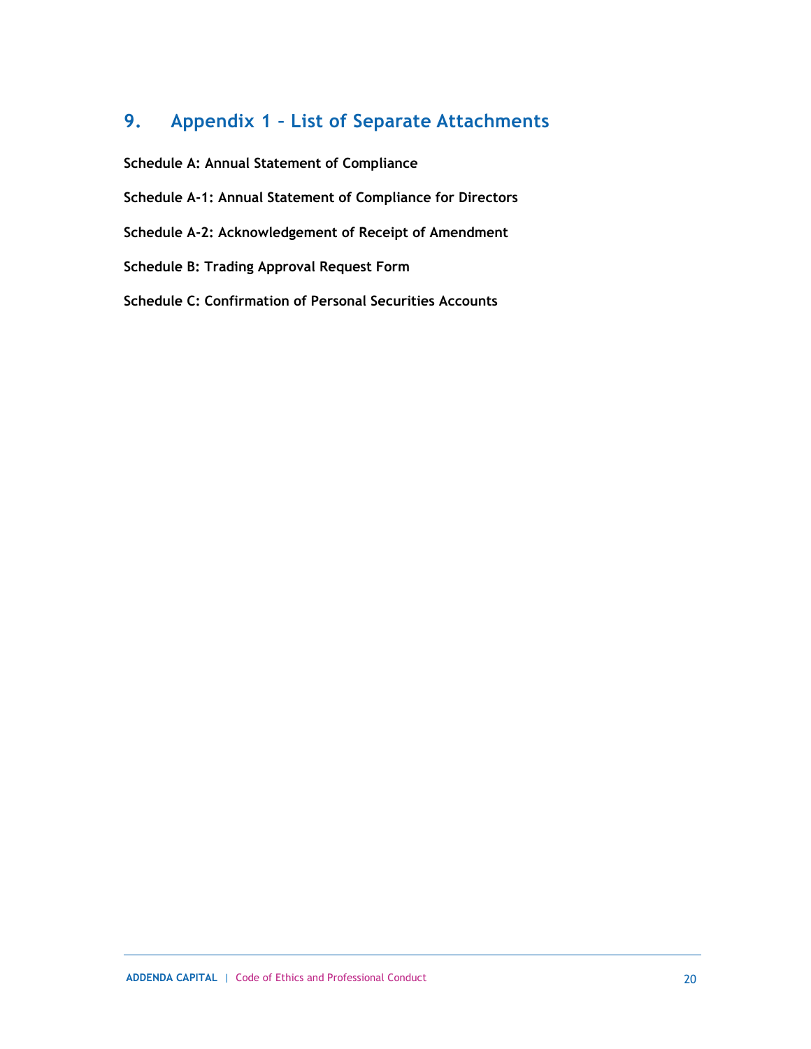# 9. Appendix 1 – List of Separate Attachments

**Schedule A: Annual Statement of Compliance**

**Schedule A-1: Annual Statement of Compliance for Directors**

**Schedule A-2: Acknowledgement of Receipt of Amendment**

**Schedule B: Trading Approval Request Form**

**Schedule C: Confirmation of Personal Securities Accounts**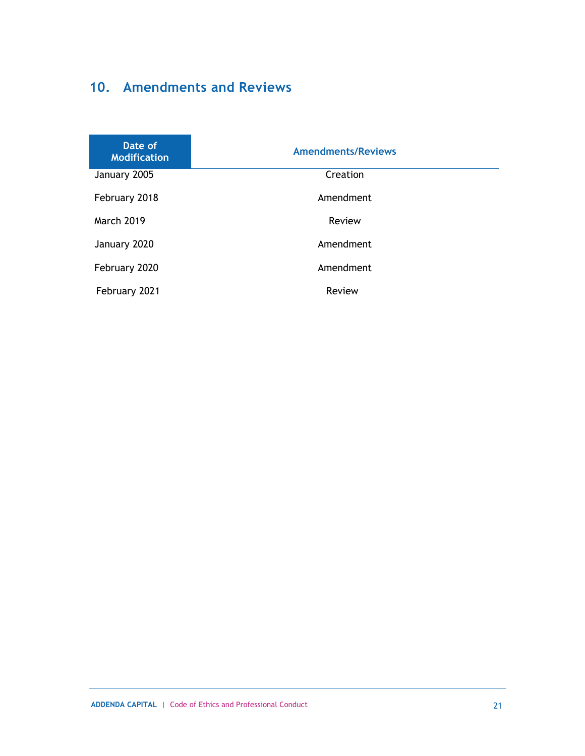## 10. Amendments and Reviews

| Date of Modification | Amendments/Reviews |
|---|---|
| January 2005 | Creation |
| February 2018 | Amendment |
| March 2019 | Review |
| January 2020 | Amendment |
| February 2020 | Amendment |
| February 2021 | Review |